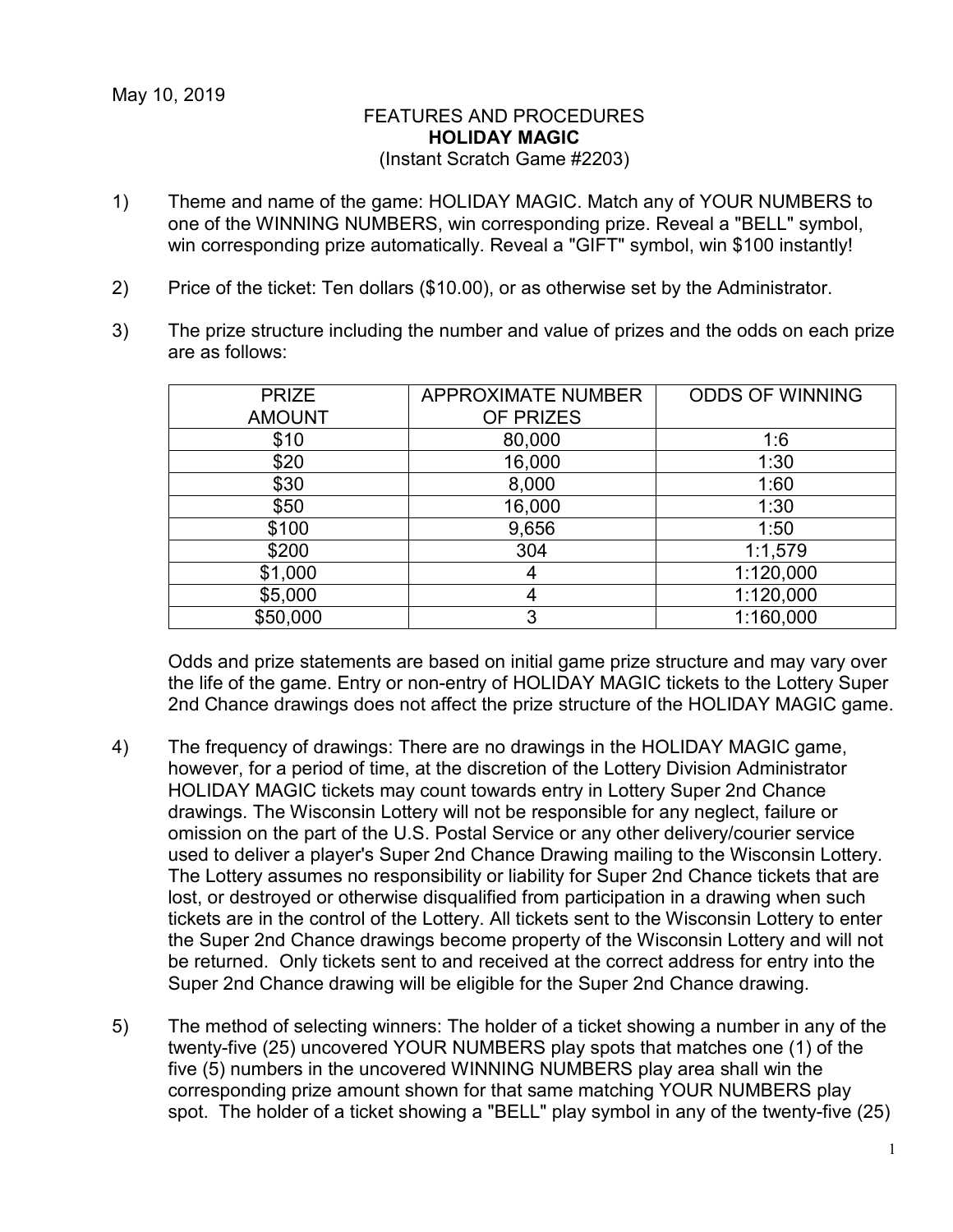May 10, 2019

FEATURES AND PROCEDURES
**HOLIDAY MAGIC**
(Instant Scratch Game #2203)

1) Theme and name of the game: HOLIDAY MAGIC. Match any of YOUR NUMBERS to one of the WINNING NUMBERS, win corresponding prize. Reveal a "BELL" symbol, win corresponding prize automatically. Reveal a "GIFT" symbol, win $100 instantly!

2) Price of the ticket: Ten dollars ($10.00), or as otherwise set by the Administrator.

3) The prize structure including the number and value of prizes and the odds on each prize are as follows:

| PRIZE AMOUNT | APPROXIMATE NUMBER OF PRIZES | ODDS OF WINNING |
|---|---|---|
| $10 | 80,000 | 1:6 |
| $20 | 16,000 | 1:30 |
| $30 | 8,000 | 1:60 |
| $50 | 16,000 | 1:30 |
| $100 | 9,656 | 1:50 |
| $200 | 304 | 1:1,579 |
| $1,000 | 4 | 1:120,000 |
| $5,000 | 4 | 1:120,000 |
| $50,000 | 3 | 1:160,000 |

Odds and prize statements are based on initial game prize structure and may vary over the life of the game. Entry or non-entry of HOLIDAY MAGIC tickets to the Lottery Super 2nd Chance drawings does not affect the prize structure of the HOLIDAY MAGIC game.

4) The frequency of drawings: There are no drawings in the HOLIDAY MAGIC game, however, for a period of time, at the discretion of the Lottery Division Administrator HOLIDAY MAGIC tickets may count towards entry in Lottery Super 2nd Chance drawings. The Wisconsin Lottery will not be responsible for any neglect, failure or omission on the part of the U.S. Postal Service or any other delivery/courier service used to deliver a player's Super 2nd Chance Drawing mailing to the Wisconsin Lottery. The Lottery assumes no responsibility or liability for Super 2nd Chance tickets that are lost, or destroyed or otherwise disqualified from participation in a drawing when such tickets are in the control of the Lottery. All tickets sent to the Wisconsin Lottery to enter the Super 2nd Chance drawings become property of the Wisconsin Lottery and will not be returned. Only tickets sent to and received at the correct address for entry into the Super 2nd Chance drawing will be eligible for the Super 2nd Chance drawing.

5) The method of selecting winners: The holder of a ticket showing a number in any of the twenty-five (25) uncovered YOUR NUMBERS play spots that matches one (1) of the five (5) numbers in the uncovered WINNING NUMBERS play area shall win the corresponding prize amount shown for that same matching YOUR NUMBERS play spot. The holder of a ticket showing a "BELL" play symbol in any of the twenty-five (25)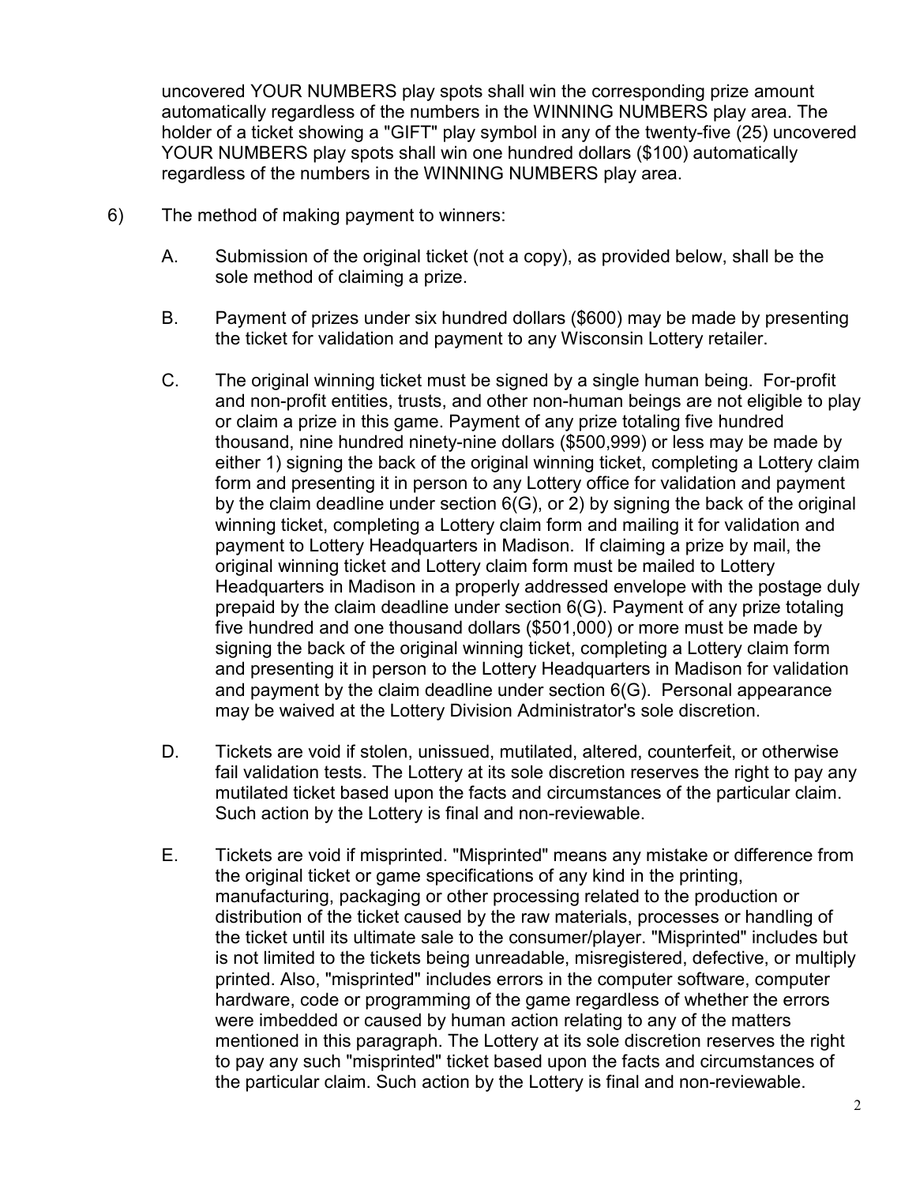uncovered YOUR NUMBERS play spots shall win the corresponding prize amount automatically regardless of the numbers in the WINNING NUMBERS play area. The holder of a ticket showing a "GIFT" play symbol in any of the twenty-five (25) uncovered YOUR NUMBERS play spots shall win one hundred dollars ($100) automatically regardless of the numbers in the WINNING NUMBERS play area.

6) The method of making payment to winners:

   A. Submission of the original ticket (not a copy), as provided below, shall be the sole method of claiming a prize.

   B. Payment of prizes under six hundred dollars ($600) may be made by presenting the ticket for validation and payment to any Wisconsin Lottery retailer.

   C. The original winning ticket must be signed by a single human being. For-profit and non-profit entities, trusts, and other non-human beings are not eligible to play or claim a prize in this game. Payment of any prize totaling five hundred thousand, nine hundred ninety-nine dollars ($500,999) or less may be made by either 1) signing the back of the original winning ticket, completing a Lottery claim form and presenting it in person to any Lottery office for validation and payment by the claim deadline under section 6(G), or 2) by signing the back of the original winning ticket, completing a Lottery claim form and mailing it for validation and payment to Lottery Headquarters in Madison. If claiming a prize by mail, the original winning ticket and Lottery claim form must be mailed to Lottery Headquarters in Madison in a properly addressed envelope with the postage duly prepaid by the claim deadline under section 6(G). Payment of any prize totaling five hundred and one thousand dollars ($501,000) or more must be made by signing the back of the original winning ticket, completing a Lottery claim form and presenting it in person to the Lottery Headquarters in Madison for validation and payment by the claim deadline under section 6(G). Personal appearance may be waived at the Lottery Division Administrator's sole discretion.

   D. Tickets are void if stolen, unissued, mutilated, altered, counterfeit, or otherwise fail validation tests. The Lottery at its sole discretion reserves the right to pay any mutilated ticket based upon the facts and circumstances of the particular claim. Such action by the Lottery is final and non-reviewable.

   E. Tickets are void if misprinted. "Misprinted" means any mistake or difference from the original ticket or game specifications of any kind in the printing, manufacturing, packaging or other processing related to the production or distribution of the ticket caused by the raw materials, processes or handling of the ticket until its ultimate sale to the consumer/player. "Misprinted" includes but is not limited to the tickets being unreadable, misregistered, defective, or multiply printed. Also, "misprinted" includes errors in the computer software, computer hardware, code or programming of the game regardless of whether the errors were imbedded or caused by human action relating to any of the matters mentioned in this paragraph. The Lottery at its sole discretion reserves the right to pay any such "misprinted" ticket based upon the facts and circumstances of the particular claim. Such action by the Lottery is final and non-reviewable.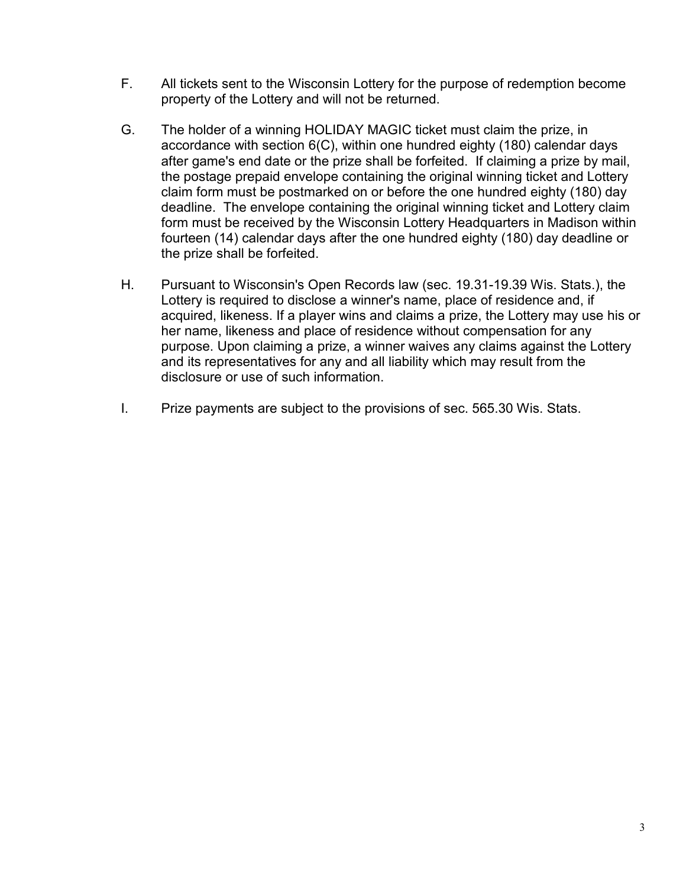F. All tickets sent to the Wisconsin Lottery for the purpose of redemption become property of the Lottery and will not be returned.

G. The holder of a winning HOLIDAY MAGIC ticket must claim the prize, in accordance with section 6(C), within one hundred eighty (180) calendar days after game's end date or the prize shall be forfeited. If claiming a prize by mail, the postage prepaid envelope containing the original winning ticket and Lottery claim form must be postmarked on or before the one hundred eighty (180) day deadline. The envelope containing the original winning ticket and Lottery claim form must be received by the Wisconsin Lottery Headquarters in Madison within fourteen (14) calendar days after the one hundred eighty (180) day deadline or the prize shall be forfeited.

H. Pursuant to Wisconsin's Open Records law (sec. 19.31-19.39 Wis. Stats.), the Lottery is required to disclose a winner's name, place of residence and, if acquired, likeness. If a player wins and claims a prize, the Lottery may use his or her name, likeness and place of residence without compensation for any purpose. Upon claiming a prize, a winner waives any claims against the Lottery and its representatives for any and all liability which may result from the disclosure or use of such information.

I. Prize payments are subject to the provisions of sec. 565.30 Wis. Stats.